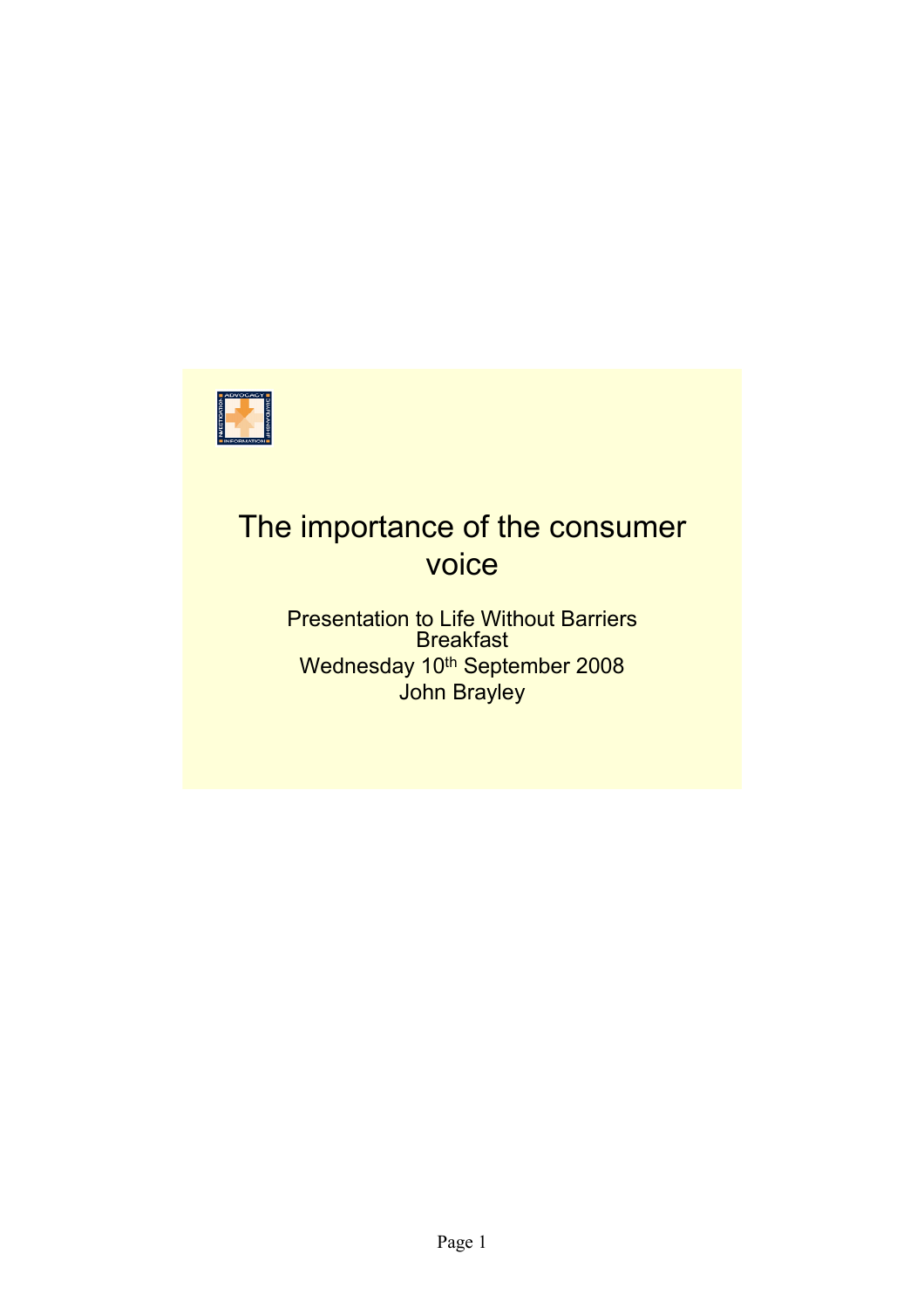# The importance of the consumer voice

Presentation to Life Without Barriers Breakfast

Wednesday 10th September 2008

John Brayley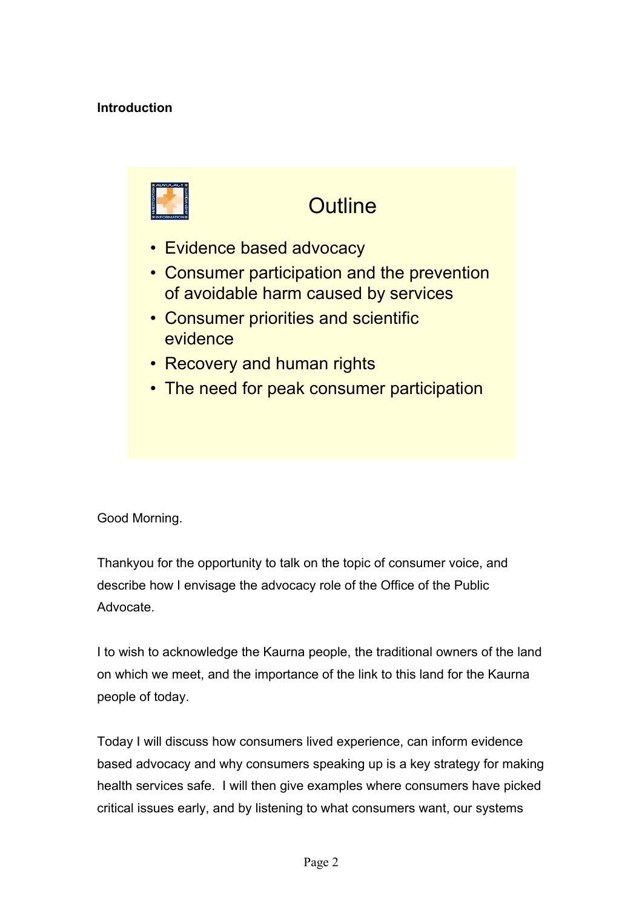**Introduction**

## Outline

- Evidence based advocacy
- Consumer participation and the prevention of avoidable harm caused by services
- Consumer priorities and scientific evidence
- Recovery and human rights
- The need for peak consumer participation

Good Morning.

Thankyou for the opportunity to talk on the topic of consumer voice, and describe how I envisage the advocacy role of the Office of the Public Advocate.

I to wish to acknowledge the Kaurna people, the traditional owners of the land on which we meet, and the importance of the link to this land for the Kaurna people of today.

Today I will discuss how consumers lived experience, can inform evidence based advocacy and why consumers speaking up is a key strategy for making health services safe. I will then give examples where consumers have picked critical issues early, and by listening to what consumers want, our systems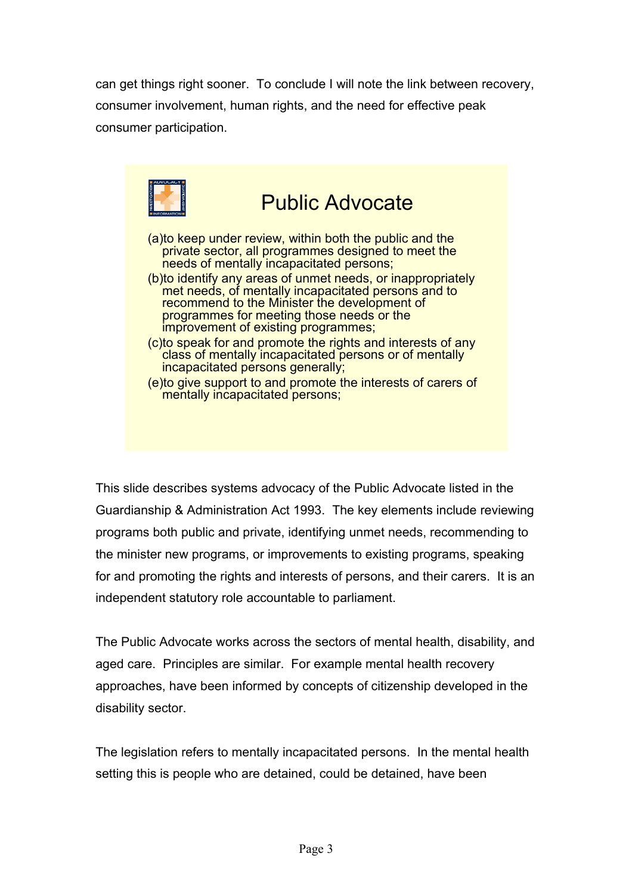can get things right sooner. To conclude I will note the link between recovery, consumer involvement, human rights, and the need for effective peak consumer participation.

## Public Advocate

(a)to keep under review, within both the public and the private sector, all programmes designed to meet the needs of mentally incapacitated persons;

(b)to identify any areas of unmet needs, or inappropriately met needs, of mentally incapacitated persons and to recommend to the Minister the development of programmes for meeting those needs or the improvement of existing programmes;

(c)to speak for and promote the rights and interests of any class of mentally incapacitated persons or of mentally incapacitated persons generally;

(e)to give support to and promote the interests of carers of mentally incapacitated persons;

This slide describes systems advocacy of the Public Advocate listed in the Guardianship & Administration Act 1993. The key elements include reviewing programs both public and private, identifying unmet needs, recommending to the minister new programs, or improvements to existing programs, speaking for and promoting the rights and interests of persons, and their carers. It is an independent statutory role accountable to parliament.

The Public Advocate works across the sectors of mental health, disability, and aged care. Principles are similar. For example mental health recovery approaches, have been informed by concepts of citizenship developed in the disability sector.

The legislation refers to mentally incapacitated persons. In the mental health setting this is people who are detained, could be detained, have been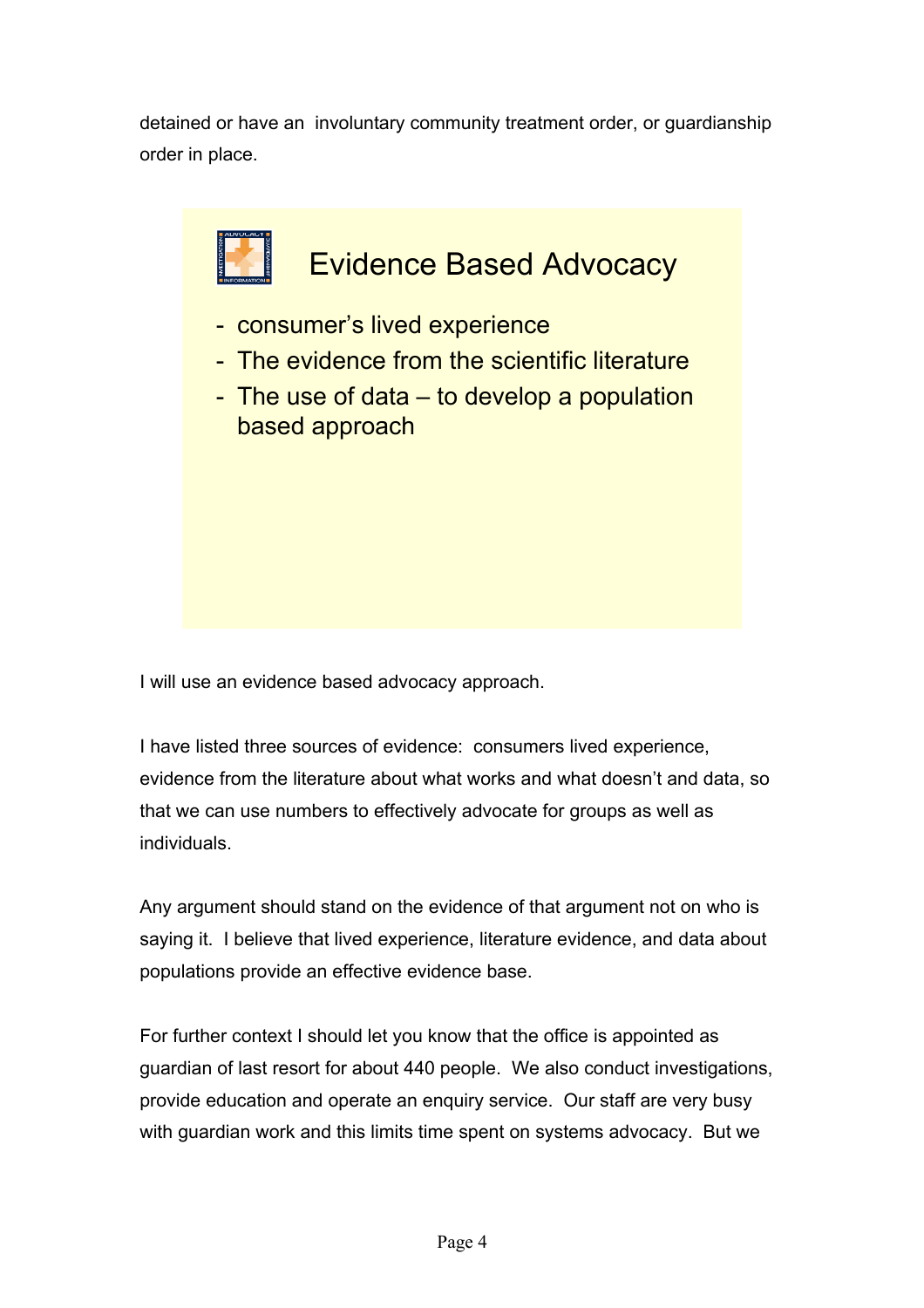detained or have an involuntary community treatment order, or guardianship order in place.

## Evidence Based Advocacy

- consumer's lived experience
- The evidence from the scientific literature
- The use of data – to develop a population based approach

I will use an evidence based advocacy approach.

I have listed three sources of evidence: consumers lived experience, evidence from the literature about what works and what doesn't and data, so that we can use numbers to effectively advocate for groups as well as individuals.

Any argument should stand on the evidence of that argument not on who is saying it. I believe that lived experience, literature evidence, and data about populations provide an effective evidence base.

For further context I should let you know that the office is appointed as guardian of last resort for about 440 people. We also conduct investigations, provide education and operate an enquiry service. Our staff are very busy with guardian work and this limits time spent on systems advocacy. But we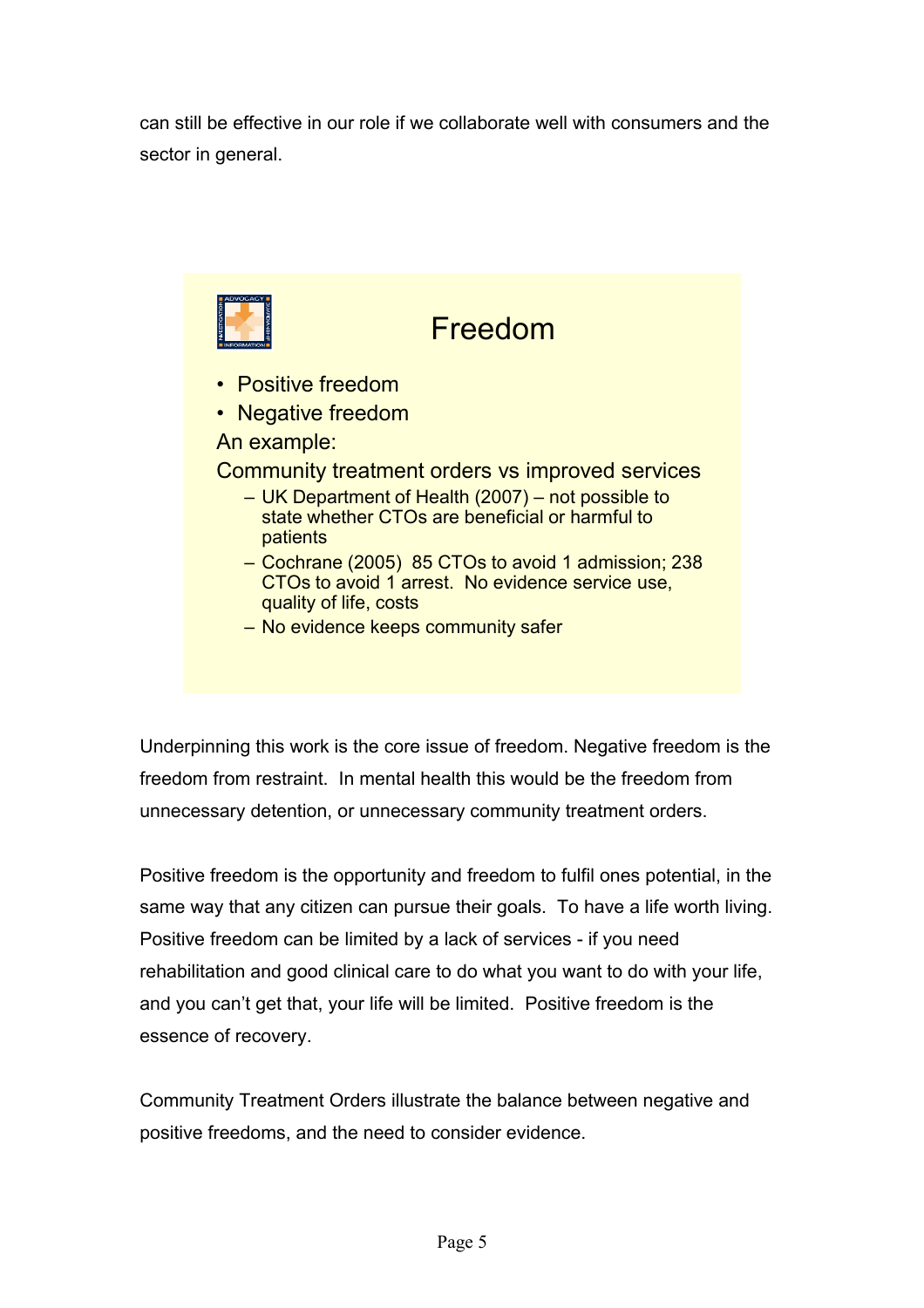can still be effective in our role if we collaborate well with consumers and the sector in general.

## Freedom

- Positive freedom
- Negative freedom

An example:

Community treatment orders vs improved services

- UK Department of Health (2007) – not possible to state whether CTOs are beneficial or harmful to patients
- Cochrane (2005) 85 CTOs to avoid 1 admission; 238 CTOs to avoid 1 arrest. No evidence service use, quality of life, costs
- No evidence keeps community safer

Underpinning this work is the core issue of freedom. Negative freedom is the freedom from restraint. In mental health this would be the freedom from unnecessary detention, or unnecessary community treatment orders.

Positive freedom is the opportunity and freedom to fulfil ones potential, in the same way that any citizen can pursue their goals. To have a life worth living. Positive freedom can be limited by a lack of services - if you need rehabilitation and good clinical care to do what you want to do with your life, and you can't get that, your life will be limited. Positive freedom is the essence of recovery.

Community Treatment Orders illustrate the balance between negative and positive freedoms, and the need to consider evidence.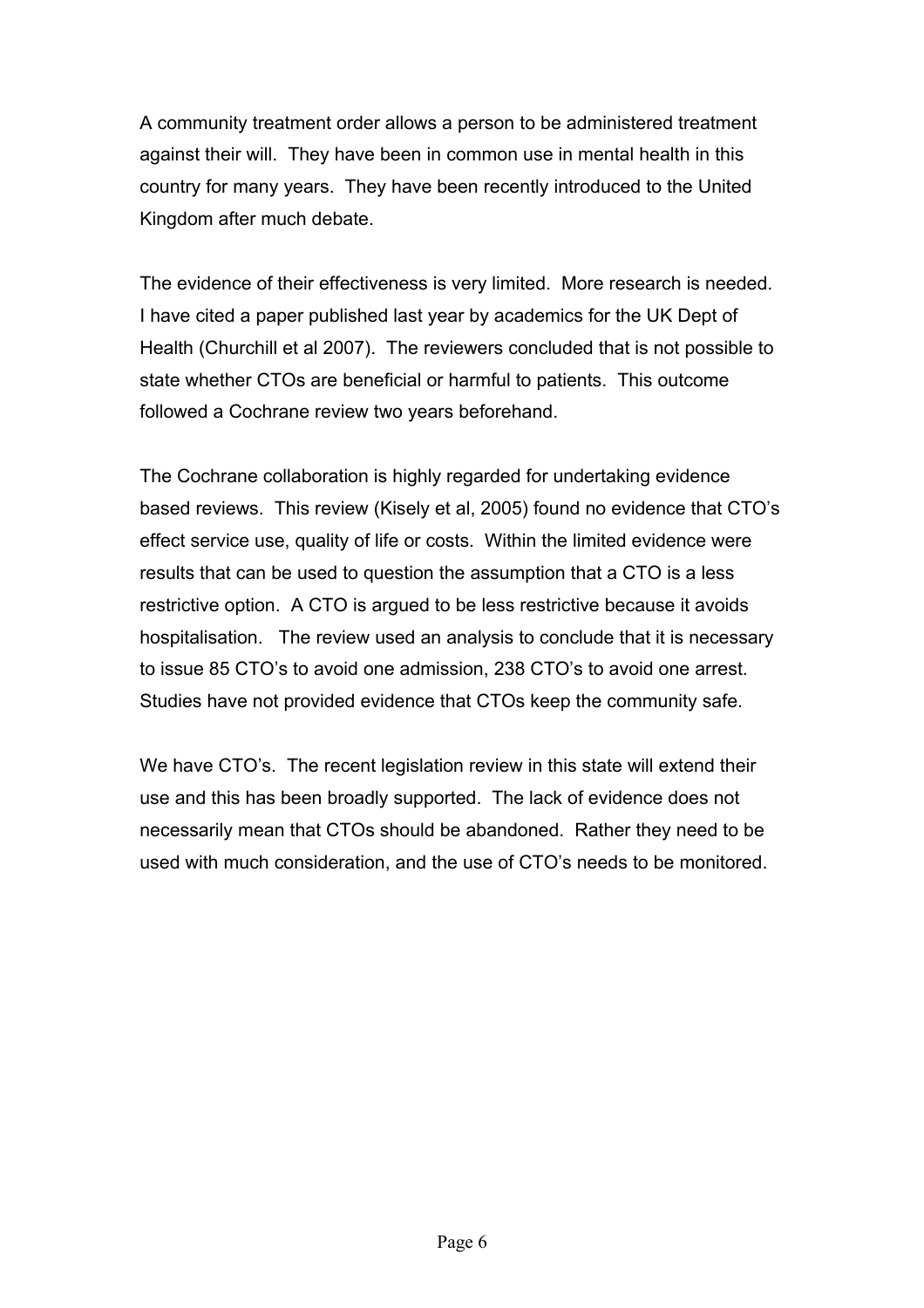A community treatment order allows a person to be administered treatment against their will. They have been in common use in mental health in this country for many years. They have been recently introduced to the United Kingdom after much debate.

The evidence of their effectiveness is very limited. More research is needed. I have cited a paper published last year by academics for the UK Dept of Health (Churchill et al 2007). The reviewers concluded that is not possible to state whether CTOs are beneficial or harmful to patients. This outcome followed a Cochrane review two years beforehand.

The Cochrane collaboration is highly regarded for undertaking evidence based reviews. This review (Kisely et al, 2005) found no evidence that CTO's effect service use, quality of life or costs. Within the limited evidence were results that can be used to question the assumption that a CTO is a less restrictive option. A CTO is argued to be less restrictive because it avoids hospitalisation. The review used an analysis to conclude that it is necessary to issue 85 CTO's to avoid one admission, 238 CTO's to avoid one arrest. Studies have not provided evidence that CTOs keep the community safe.

We have CTO's. The recent legislation review in this state will extend their use and this has been broadly supported. The lack of evidence does not necessarily mean that CTOs should be abandoned. Rather they need to be used with much consideration, and the use of CTO's needs to be monitored.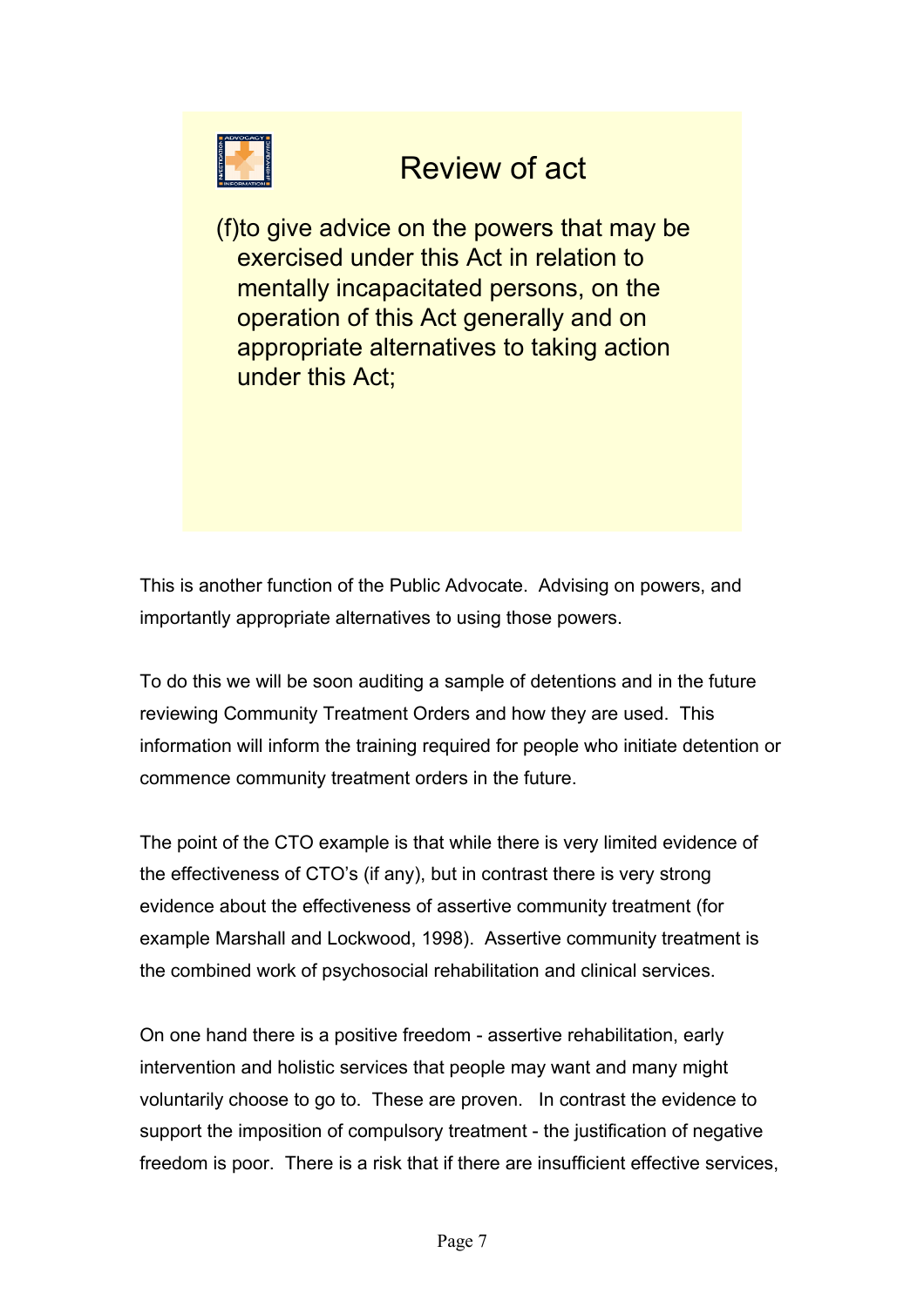## Review of act

(f)to give advice on the powers that may be exercised under this Act in relation to mentally incapacitated persons, on the operation of this Act generally and on appropriate alternatives to taking action under this Act;

This is another function of the Public Advocate. Advising on powers, and importantly appropriate alternatives to using those powers.

To do this we will be soon auditing a sample of detentions and in the future reviewing Community Treatment Orders and how they are used. This information will inform the training required for people who initiate detention or commence community treatment orders in the future.

The point of the CTO example is that while there is very limited evidence of the effectiveness of CTO's (if any), but in contrast there is very strong evidence about the effectiveness of assertive community treatment (for example Marshall and Lockwood, 1998). Assertive community treatment is the combined work of psychosocial rehabilitation and clinical services.

On one hand there is a positive freedom - assertive rehabilitation, early intervention and holistic services that people may want and many might voluntarily choose to go to. These are proven. In contrast the evidence to support the imposition of compulsory treatment - the justification of negative freedom is poor. There is a risk that if there are insufficient effective services,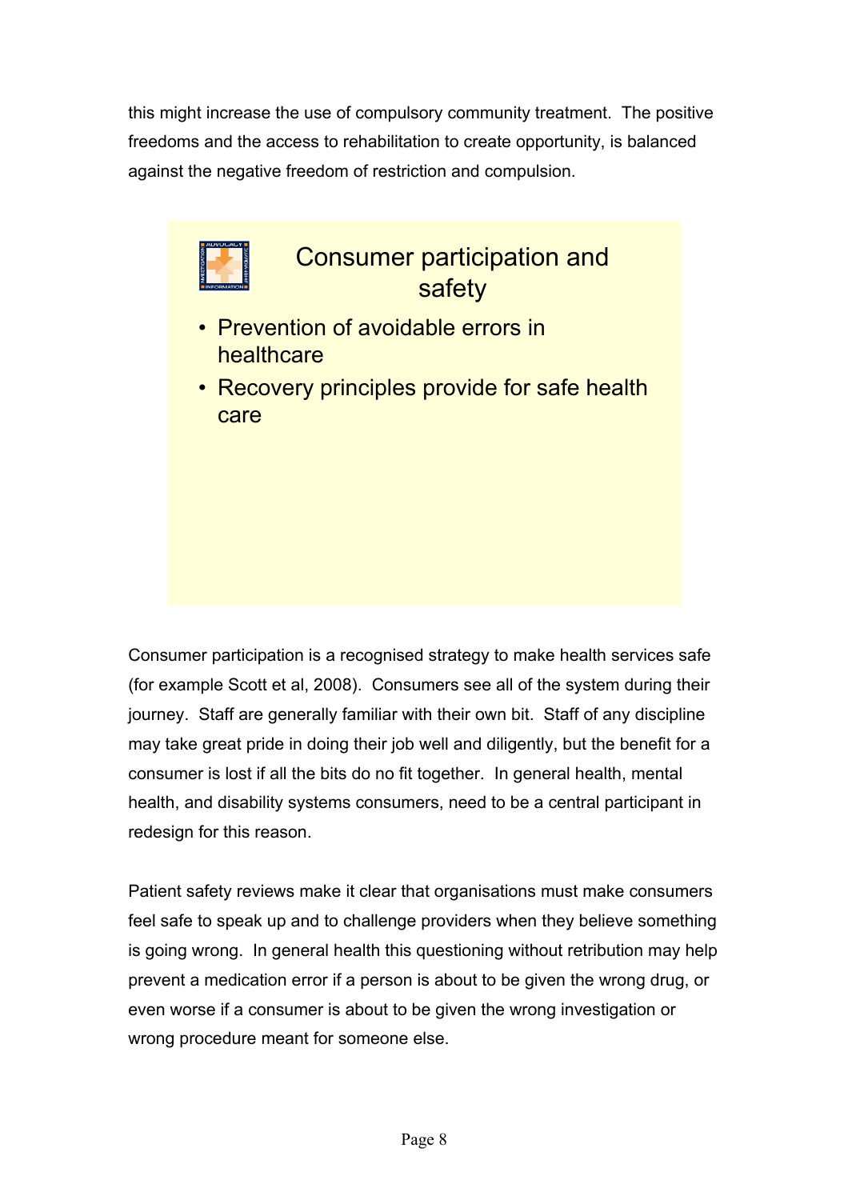this might increase the use of compulsory community treatment. The positive freedoms and the access to rehabilitation to create opportunity, is balanced against the negative freedom of restriction and compulsion.

## Consumer participation and safety

- Prevention of avoidable errors in healthcare
- Recovery principles provide for safe health care

Consumer participation is a recognised strategy to make health services safe (for example Scott et al, 2008). Consumers see all of the system during their journey. Staff are generally familiar with their own bit. Staff of any discipline may take great pride in doing their job well and diligently, but the benefit for a consumer is lost if all the bits do no fit together. In general health, mental health, and disability systems consumers, need to be a central participant in redesign for this reason.

Patient safety reviews make it clear that organisations must make consumers feel safe to speak up and to challenge providers when they believe something is going wrong. In general health this questioning without retribution may help prevent a medication error if a person is about to be given the wrong drug, or even worse if a consumer is about to be given the wrong investigation or wrong procedure meant for someone else.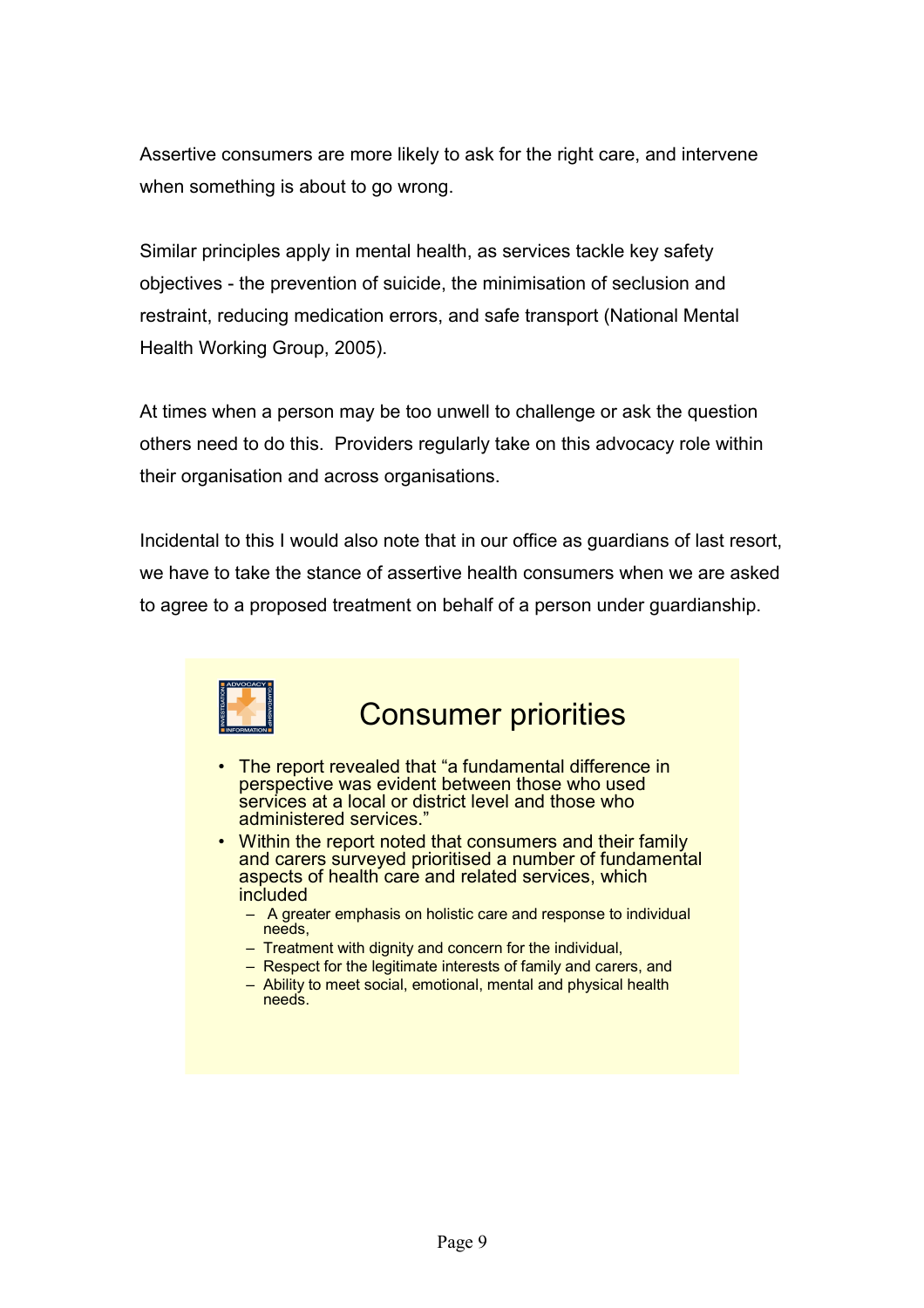Assertive consumers are more likely to ask for the right care, and intervene when something is about to go wrong.

Similar principles apply in mental health, as services tackle key safety objectives - the prevention of suicide, the minimisation of seclusion and restraint, reducing medication errors, and safe transport (National Mental Health Working Group, 2005).

At times when a person may be too unwell to challenge or ask the question others need to do this. Providers regularly take on this advocacy role within their organisation and across organisations.

Incidental to this I would also note that in our office as guardians of last resort, we have to take the stance of assertive health consumers when we are asked to agree to a proposed treatment on behalf of a person under guardianship.

## Consumer priorities

- The report revealed that "a fundamental difference in perspective was evident between those who used services at a local or district level and those who administered services."
- Within the report noted that consumers and their family and carers surveyed prioritised a number of fundamental aspects of health care and related services, which included
  - A greater emphasis on holistic care and response to individual needs,
  - Treatment with dignity and concern for the individual,
  - Respect for the legitimate interests of family and carers, and
  - Ability to meet social, emotional, mental and physical health needs.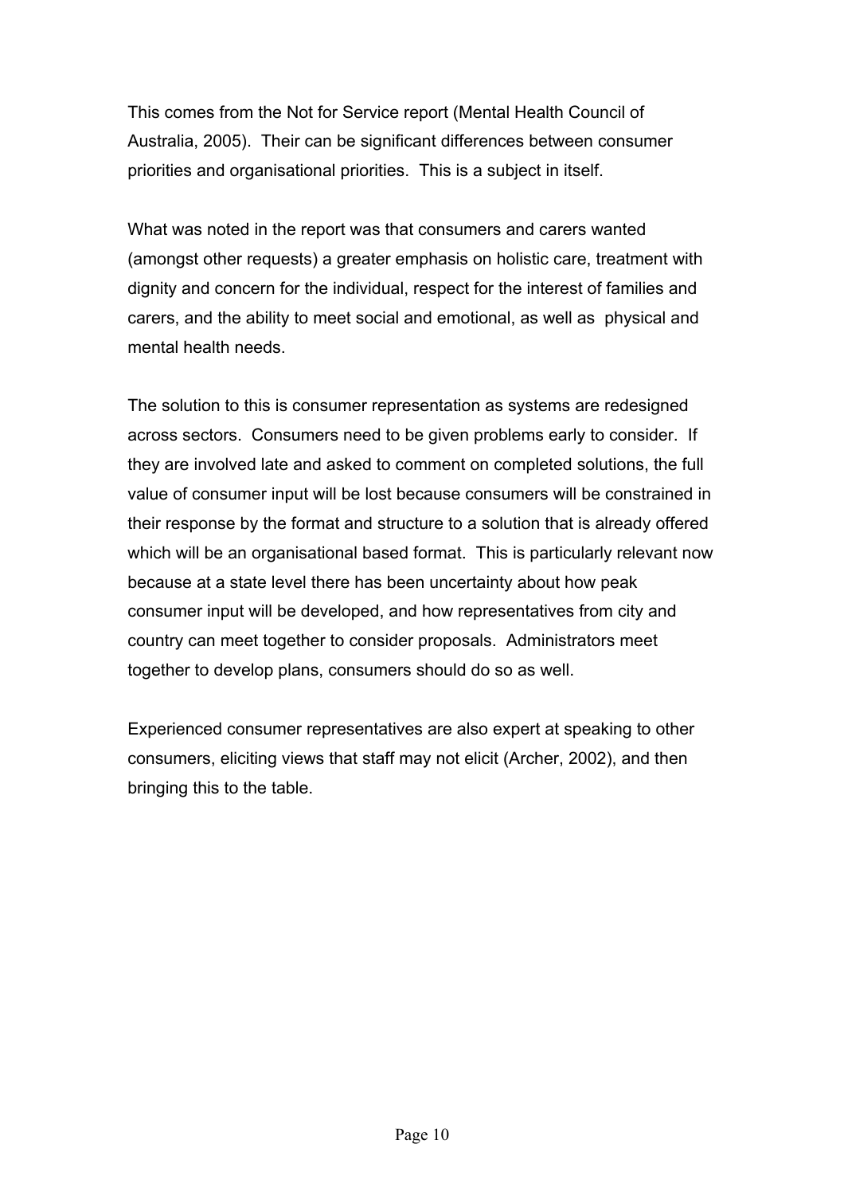This comes from the Not for Service report (Mental Health Council of Australia, 2005). Their can be significant differences between consumer priorities and organisational priorities. This is a subject in itself.

What was noted in the report was that consumers and carers wanted (amongst other requests) a greater emphasis on holistic care, treatment with dignity and concern for the individual, respect for the interest of families and carers, and the ability to meet social and emotional, as well as physical and mental health needs.

The solution to this is consumer representation as systems are redesigned across sectors. Consumers need to be given problems early to consider. If they are involved late and asked to comment on completed solutions, the full value of consumer input will be lost because consumers will be constrained in their response by the format and structure to a solution that is already offered which will be an organisational based format. This is particularly relevant now because at a state level there has been uncertainty about how peak consumer input will be developed, and how representatives from city and country can meet together to consider proposals. Administrators meet together to develop plans, consumers should do so as well.

Experienced consumer representatives are also expert at speaking to other consumers, eliciting views that staff may not elicit (Archer, 2002), and then bringing this to the table.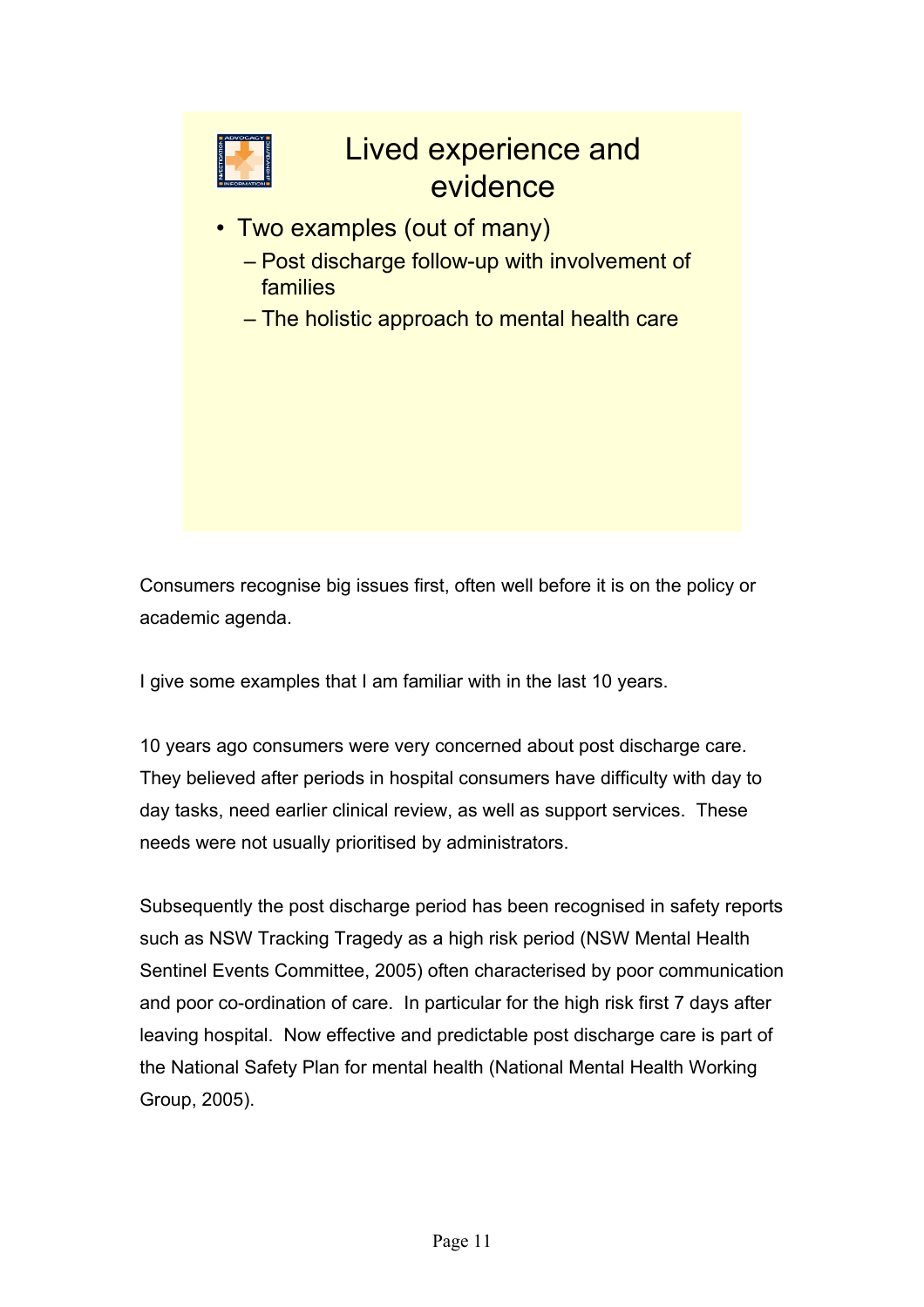## Lived experience and evidence

- Two examples (out of many)
  - Post discharge follow-up with involvement of families
  - The holistic approach to mental health care

Consumers recognise big issues first, often well before it is on the policy or academic agenda.

I give some examples that I am familiar with in the last 10 years.

10 years ago consumers were very concerned about post discharge care. They believed after periods in hospital consumers have difficulty with day to day tasks, need earlier clinical review, as well as support services. These needs were not usually prioritised by administrators.

Subsequently the post discharge period has been recognised in safety reports such as NSW Tracking Tragedy as a high risk period (NSW Mental Health Sentinel Events Committee, 2005) often characterised by poor communication and poor co-ordination of care. In particular for the high risk first 7 days after leaving hospital. Now effective and predictable post discharge care is part of the National Safety Plan for mental health (National Mental Health Working Group, 2005).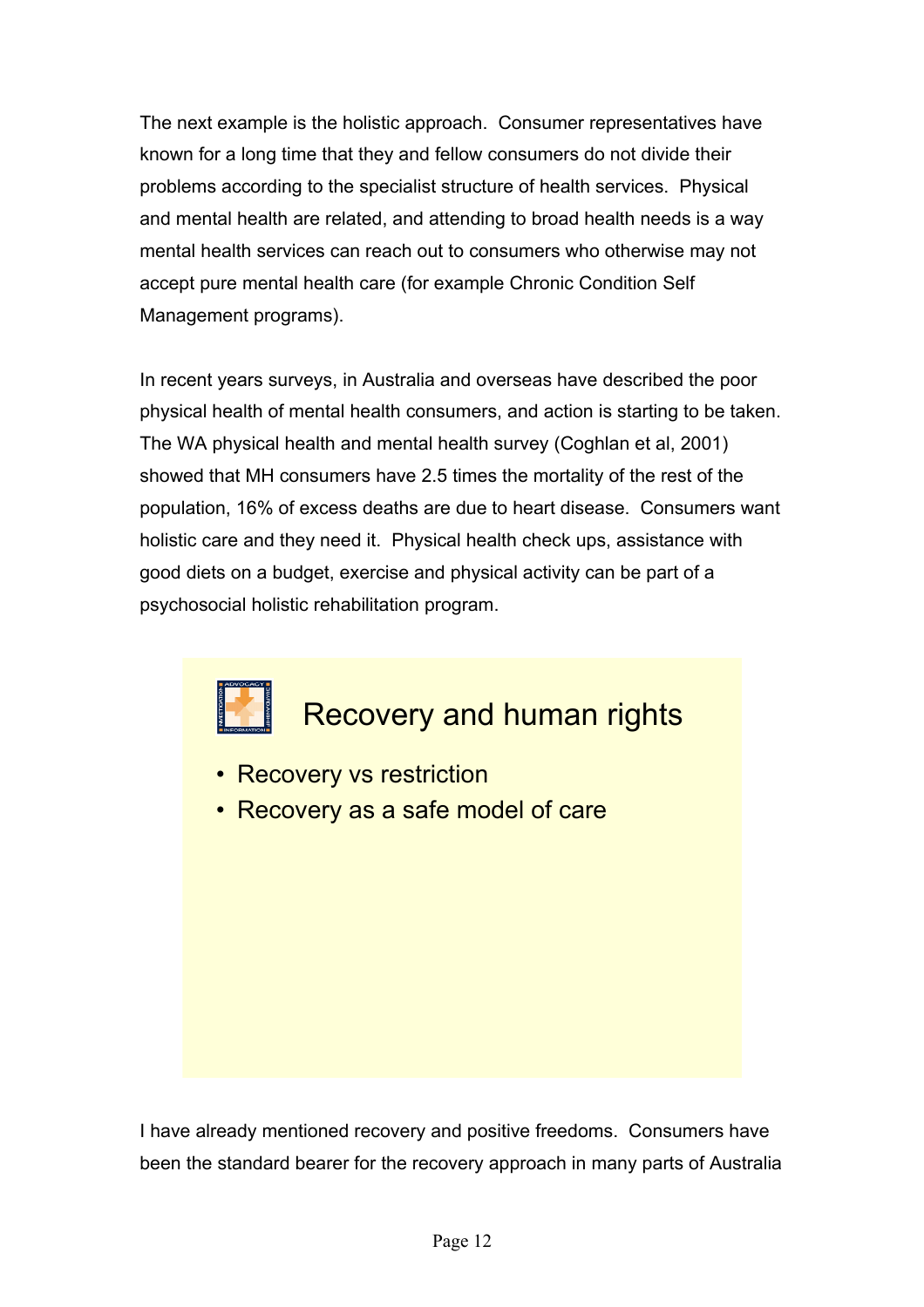The next example is the holistic approach. Consumer representatives have known for a long time that they and fellow consumers do not divide their problems according to the specialist structure of health services. Physical and mental health are related, and attending to broad health needs is a way mental health services can reach out to consumers who otherwise may not accept pure mental health care (for example Chronic Condition Self Management programs).

In recent years surveys, in Australia and overseas have described the poor physical health of mental health consumers, and action is starting to be taken. The WA physical health and mental health survey (Coghlan et al, 2001) showed that MH consumers have 2.5 times the mortality of the rest of the population, 16% of excess deaths are due to heart disease. Consumers want holistic care and they need it. Physical health check ups, assistance with good diets on a budget, exercise and physical activity can be part of a psychosocial holistic rehabilitation program.

## Recovery and human rights

- Recovery vs restriction
- Recovery as a safe model of care

I have already mentioned recovery and positive freedoms. Consumers have been the standard bearer for the recovery approach in many parts of Australia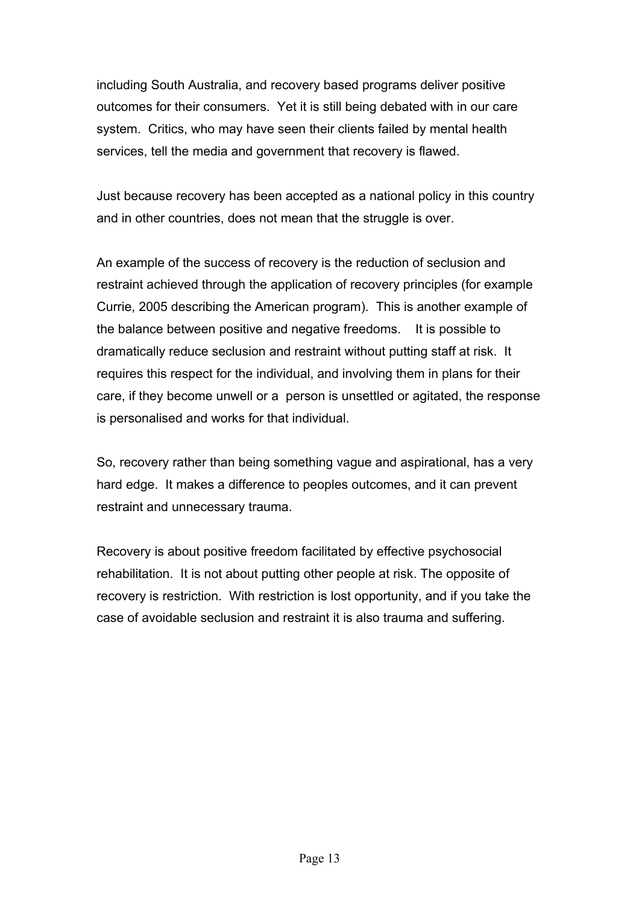including South Australia, and recovery based programs deliver positive outcomes for their consumers. Yet it is still being debated with in our care system. Critics, who may have seen their clients failed by mental health services, tell the media and government that recovery is flawed.

Just because recovery has been accepted as a national policy in this country and in other countries, does not mean that the struggle is over.

An example of the success of recovery is the reduction of seclusion and restraint achieved through the application of recovery principles (for example Currie, 2005 describing the American program). This is another example of the balance between positive and negative freedoms. It is possible to dramatically reduce seclusion and restraint without putting staff at risk. It requires this respect for the individual, and involving them in plans for their care, if they become unwell or a person is unsettled or agitated, the response is personalised and works for that individual.

So, recovery rather than being something vague and aspirational, has a very hard edge. It makes a difference to peoples outcomes, and it can prevent restraint and unnecessary trauma.

Recovery is about positive freedom facilitated by effective psychosocial rehabilitation. It is not about putting other people at risk. The opposite of recovery is restriction. With restriction is lost opportunity, and if you take the case of avoidable seclusion and restraint it is also trauma and suffering.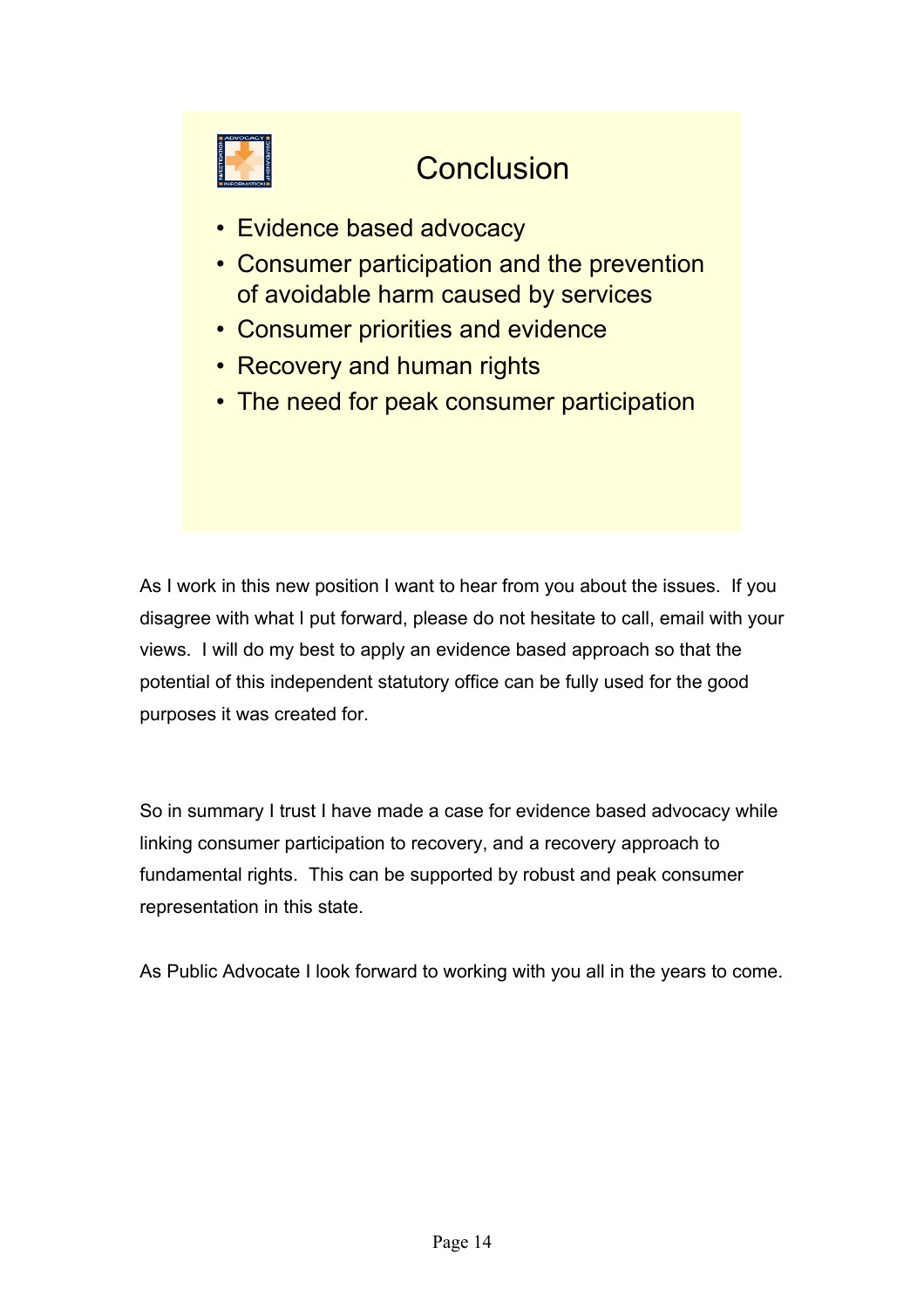## Conclusion

- Evidence based advocacy
- Consumer participation and the prevention of avoidable harm caused by services
- Consumer priorities and evidence
- Recovery and human rights
- The need for peak consumer participation

As I work in this new position I want to hear from you about the issues. If you disagree with what I put forward, please do not hesitate to call, email with your views. I will do my best to apply an evidence based approach so that the potential of this independent statutory office can be fully used for the good purposes it was created for.

So in summary I trust I have made a case for evidence based advocacy while linking consumer participation to recovery, and a recovery approach to fundamental rights. This can be supported by robust and peak consumer representation in this state.

As Public Advocate I look forward to working with you all in the years to come.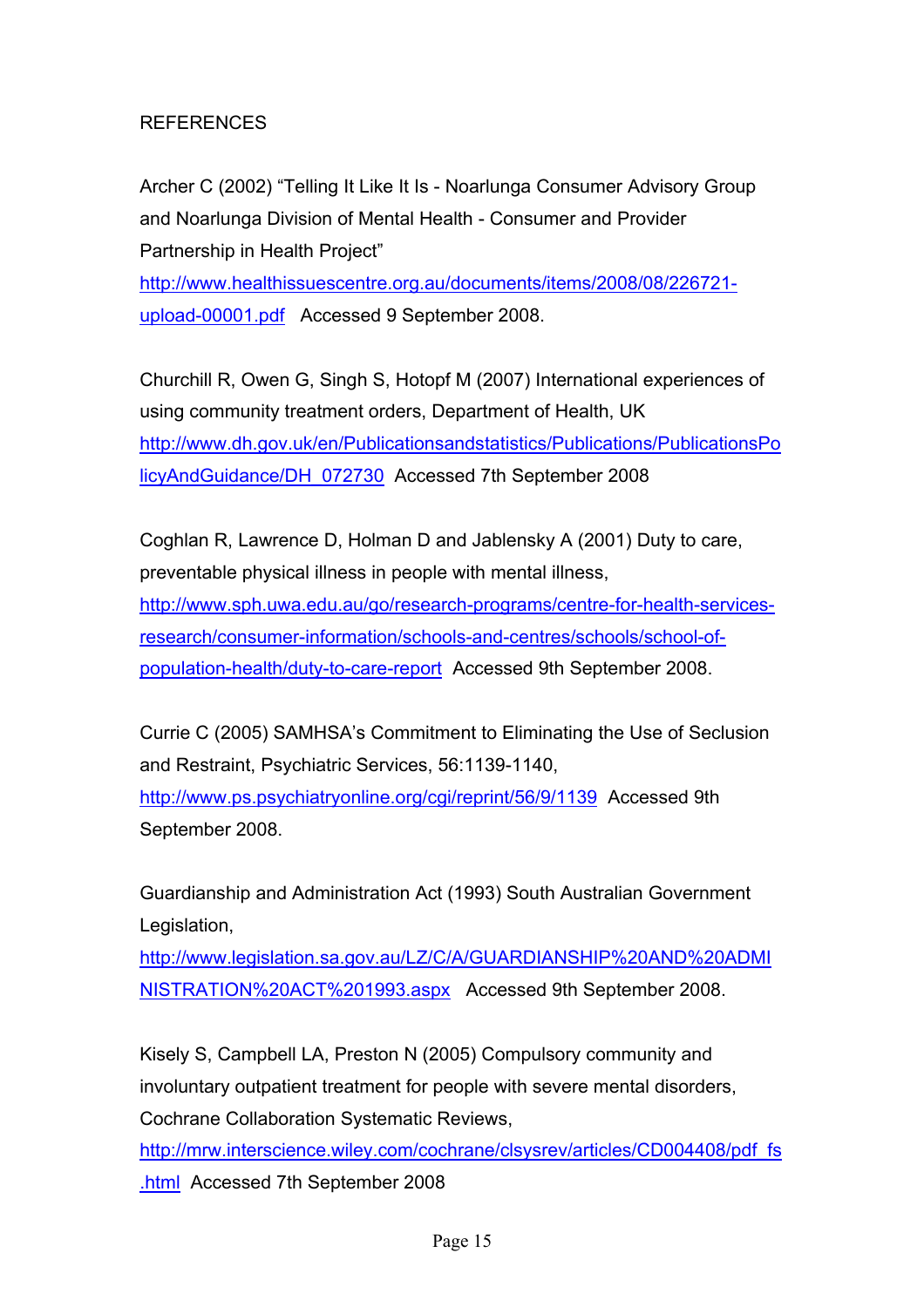REFERENCES

Archer C (2002) "Telling It Like It Is - Noarlunga Consumer Advisory Group and Noarlunga Division of Mental Health - Consumer and Provider Partnership in Health Project" http://www.healthissuescentre.org.au/documents/items/2008/08/226721-upload-00001.pdf Accessed 9 September 2008.

Churchill R, Owen G, Singh S, Hotopf M (2007) International experiences of using community treatment orders, Department of Health, UK http://www.dh.gov.uk/en/Publicationsandstatistics/Publications/PublicationsPolicyAndGuidance/DH_072730 Accessed 7th September 2008

Coghlan R, Lawrence D, Holman D and Jablensky A (2001) Duty to care, preventable physical illness in people with mental illness, http://www.sph.uwa.edu.au/go/research-programs/centre-for-health-services-research/consumer-information/schools-and-centres/schools/school-of-population-health/duty-to-care-report Accessed 9th September 2008.

Currie C (2005) SAMHSA's Commitment to Eliminating the Use of Seclusion and Restraint, Psychiatric Services, 56:1139-1140, http://www.ps.psychiatryonline.org/cgi/reprint/56/9/1139 Accessed 9th September 2008.

Guardianship and Administration Act (1993) South Australian Government Legislation, http://www.legislation.sa.gov.au/LZ/C/A/GUARDIANSHIP%20AND%20ADMINISTRATION%20ACT%201993.aspx Accessed 9th September 2008.

Kisely S, Campbell LA, Preston N (2005) Compulsory community and involuntary outpatient treatment for people with severe mental disorders, Cochrane Collaboration Systematic Reviews, http://mrw.interscience.wiley.com/cochrane/clsysrev/articles/CD004408/pdf_fs.html Accessed 7th September 2008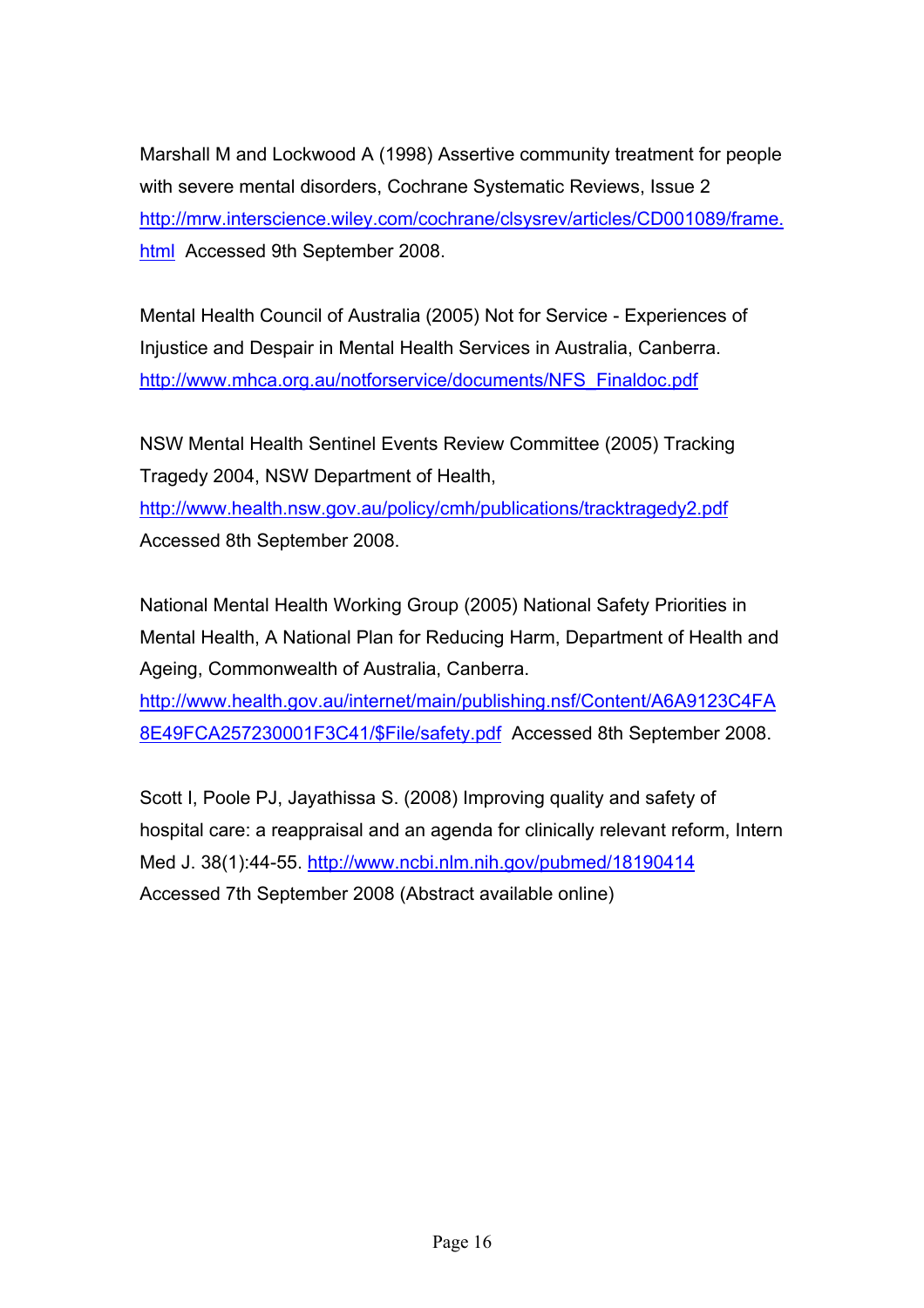Marshall M and Lockwood A (1998) Assertive community treatment for people with severe mental disorders, Cochrane Systematic Reviews, Issue 2 http://mrw.interscience.wiley.com/cochrane/clsysrev/articles/CD001089/frame.html Accessed 9th September 2008.

Mental Health Council of Australia (2005) Not for Service - Experiences of Injustice and Despair in Mental Health Services in Australia, Canberra. http://www.mhca.org.au/notforservice/documents/NFS_Finaldoc.pdf

NSW Mental Health Sentinel Events Review Committee (2005) Tracking Tragedy 2004, NSW Department of Health, http://www.health.nsw.gov.au/policy/cmh/publications/tracktragedy2.pdf Accessed 8th September 2008.

National Mental Health Working Group (2005) National Safety Priorities in Mental Health, A National Plan for Reducing Harm, Department of Health and Ageing, Commonwealth of Australia, Canberra. http://www.health.gov.au/internet/main/publishing.nsf/Content/A6A9123C4FA8E49FCA257230001F3C41/$File/safety.pdf Accessed 8th September 2008.

Scott I, Poole PJ, Jayathissa S. (2008) Improving quality and safety of hospital care: a reappraisal and an agenda for clinically relevant reform, Intern Med J. 38(1):44-55. http://www.ncbi.nlm.nih.gov/pubmed/18190414 Accessed 7th September 2008 (Abstract available online)